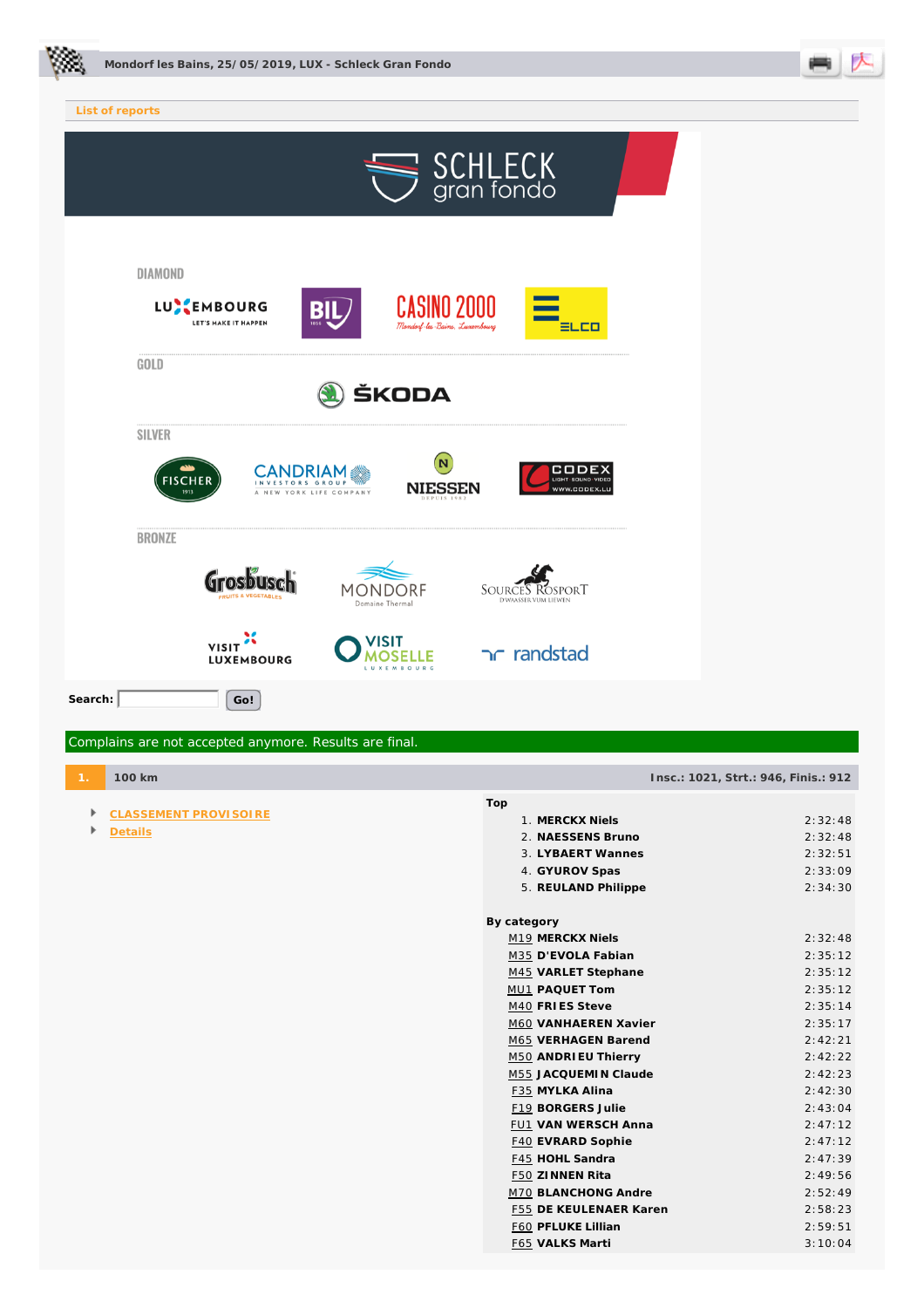Mondorf les Bains, 25/05/2019, LUX - Schleck Gran Fondo

List of reports

SCHLECK gran fondo

DIAMOND

LUXEMBOURG LET'S MAKE IT HAPPEN · BIL · CASINO 2000 Mondorf-les-Bains, Luxembourg · ELCO

GOLD

ŠKODA

SILVER

FISCHER 1913 · CANDRIAM INVESTORS GROUP A NEW YORK LIFE COMPANY · NIESSEN · CODEX LIGHT SOUND VIDEO WWW.CODEX.LU

BRONZE

Grosbusch FRUITS & VEGETABLES · MONDORF Domaine Thermal · SOURCES ROSPORT D'WAASSER VUM LIEWEN

VISIT LUXEMBOURG · VISIT MOSELLE LUXEMBOURG · randstad

Search: Go!

Complains are not accepted anymore. Results are final.

## 1. 100 km

Insc.: 1021, Strt.: 946, Finis.: 912

- CLASSEMENT PROVISOIRE
- Details

**Top**

| | | |
|---|---|---|
| 1. | MERCKX Niels | 2:32:48 |
| 2. | NAESSENS Bruno | 2:32:48 |
| 3. | LYBAERT Wannes | 2:32:51 |
| 4. | GYUROV Spas | 2:33:09 |
| 5. | REULAND Philippe | 2:34:30 |

**By category**

| | | |
|---|---|---|
| M19 | MERCKX Niels | 2:32:48 |
| M35 | D'EVOLA Fabian | 2:35:12 |
| M45 | VARLET Stephane | 2:35:12 |
| MU1 | PAQUET Tom | 2:35:12 |
| M40 | FRIES Steve | 2:35:14 |
| M60 | VANHAEREN Xavier | 2:35:17 |
| M65 | VERHAGEN Barend | 2:42:21 |
| M50 | ANDRIEU Thierry | 2:42:22 |
| M55 | JACQUEMIN Claude | 2:42:23 |
| F35 | MYLKA Alina | 2:42:30 |
| F19 | BORGERS Julie | 2:43:04 |
| FU1 | VAN WERSCH Anna | 2:47:12 |
| F40 | EVRARD Sophie | 2:47:12 |
| F45 | HOHL Sandra | 2:47:39 |
| F50 | ZINNEN Rita | 2:49:56 |
| M70 | BLANCHONG Andre | 2:52:49 |
| F55 | DE KEULENAER Karen | 2:58:23 |
| F60 | PFLUKE Lillian | 2:59:51 |
| F65 | VALKS Marti | 3:10:04 |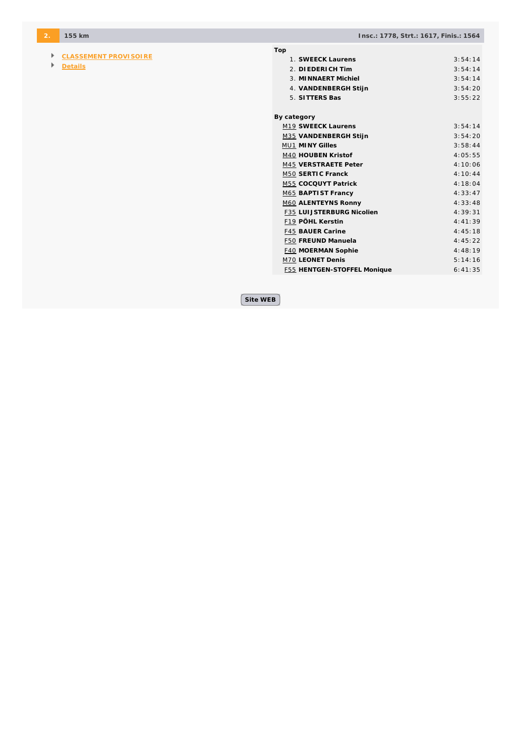| 2. | 155 km | Insc.: 1778, Strt.: 1617, Finis.: 1564 |
|---|---|---|

- CLASSEMENT PROVISOIRE
- Details

**Top**

| | | |
|---|---|---|
| 1. | **SWEECK Laurens** | 3:54:14 |
| 2. | **DIEDERICH Tim** | 3:54:14 |
| 3. | **MINNAERT Michiel** | 3:54:14 |
| 4. | **VANDENBERGH Stijn** | 3:54:20 |
| 5. | **SITTERS Bas** | 3:55:22 |

**By category**

| | | |
|---|---|---|
| M19 | **SWEECK Laurens** | 3:54:14 |
| M35 | **VANDENBERGH Stijn** | 3:54:20 |
| MU1 | **MINY Gilles** | 3:58:44 |
| M40 | **HOUBEN Kristof** | 4:05:55 |
| M45 | **VERSTRAETE Peter** | 4:10:06 |
| M50 | **SERTIC Franck** | 4:10:44 |
| M55 | **COCQUYT Patrick** | 4:18:04 |
| M65 | **BAPTIST Francy** | 4:33:47 |
| M60 | **ALENTEYNS Ronny** | 4:33:48 |
| F35 | **LUIJSTERBURG Nicolien** | 4:39:31 |
| F19 | **PÖHL Kerstin** | 4:41:39 |
| F45 | **BAUER Carine** | 4:45:18 |
| F50 | **FREUND Manuela** | 4:45:22 |
| F40 | **MOERMAN Sophie** | 4:48:19 |
| M70 | **LEONET Denis** | 5:14:16 |
| F55 | **HENTGEN-STOFFEL Monique** | 6:41:35 |

Site WEB